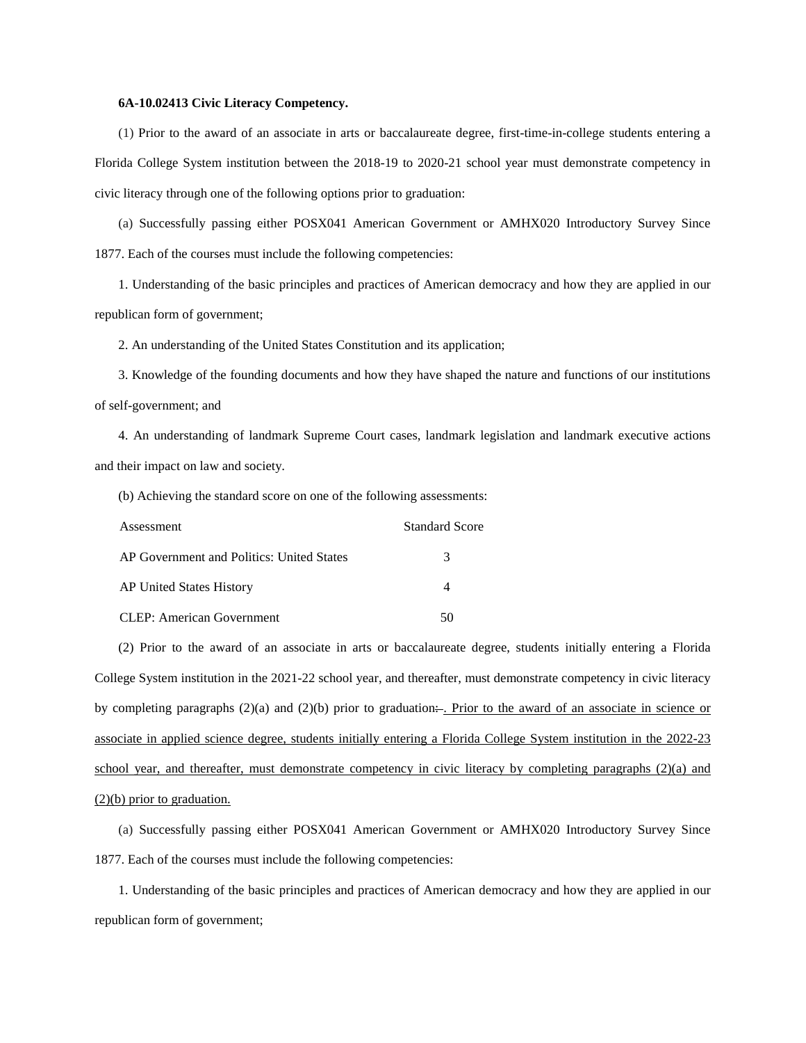**6A-10.02413 Civic Literacy Competency.**

(1) Prior to the award of an associate in arts or baccalaureate degree, first-time-in-college students entering a Florida College System institution between the 2018-19 to 2020-21 school year must demonstrate competency in civic literacy through one of the following options prior to graduation:

(a) Successfully passing either POSX041 American Government or AMHX020 Introductory Survey Since 1877. Each of the courses must include the following competencies:

1. Understanding of the basic principles and practices of American democracy and how they are applied in our republican form of government;

2. An understanding of the United States Constitution and its application;

3. Knowledge of the founding documents and how they have shaped the nature and functions of our institutions of self-government; and

4. An understanding of landmark Supreme Court cases, landmark legislation and landmark executive actions and their impact on law and society.

(b) Achieving the standard score on one of the following assessments:

| Assessment | Standard Score |
|---|---|
| AP Government and Politics: United States | 3 |
| AP United States History | 4 |
| CLEP: American Government | 50 |

(2) Prior to the award of an associate in arts or baccalaureate degree, students initially entering a Florida College System institution in the 2021-22 school year, and thereafter, must demonstrate competency in civic literacy by completing paragraphs (2)(a) and (2)(b) prior to graduation~~:~~. <u>Prior to the award of an associate in science or associate in applied science degree, students initially entering a Florida College System institution in the 2022-23 school year, and thereafter, must demonstrate competency in civic literacy by completing paragraphs (2)(a) and (2)(b) prior to graduation.</u>

(a) Successfully passing either POSX041 American Government or AMHX020 Introductory Survey Since 1877. Each of the courses must include the following competencies:

1. Understanding of the basic principles and practices of American democracy and how they are applied in our republican form of government;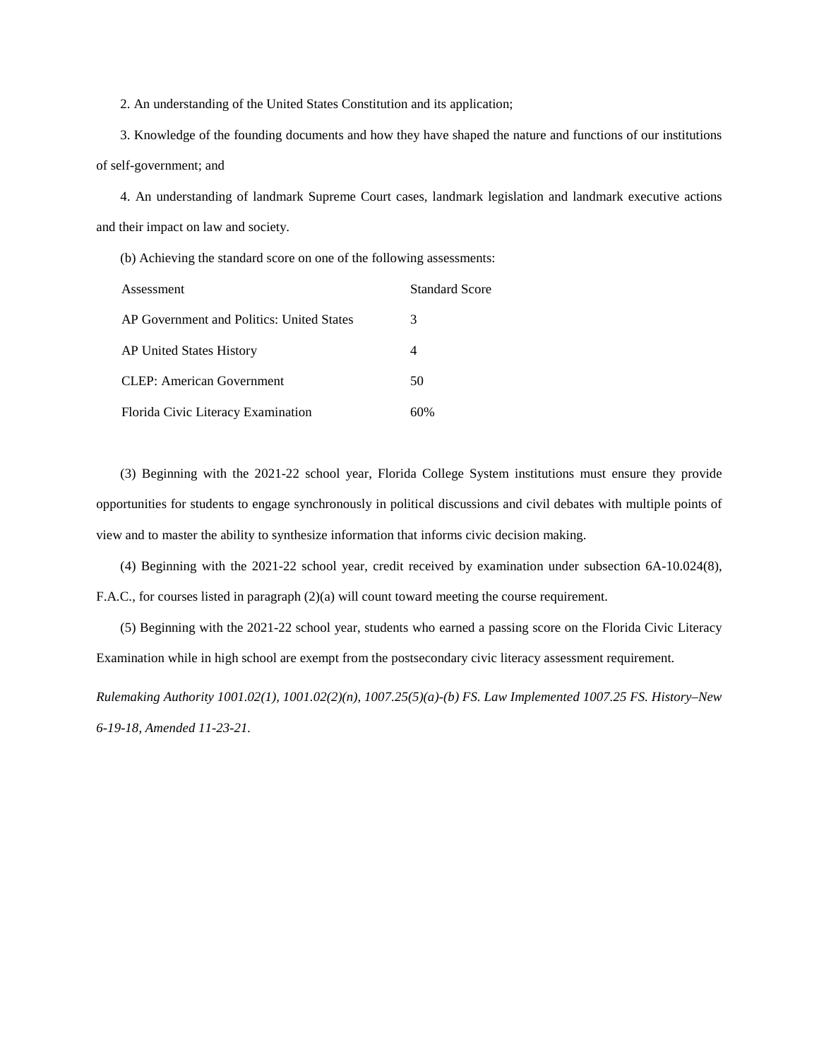2. An understanding of the United States Constitution and its application;

3. Knowledge of the founding documents and how they have shaped the nature and functions of our institutions of self-government; and

4. An understanding of landmark Supreme Court cases, landmark legislation and landmark executive actions and their impact on law and society.

(b) Achieving the standard score on one of the following assessments:

| Assessment | Standard Score |
|---|---|
| AP Government and Politics: United States | 3 |
| AP United States History | 4 |
| CLEP: American Government | 50 |
| Florida Civic Literacy Examination | 60% |

(3) Beginning with the 2021-22 school year, Florida College System institutions must ensure they provide opportunities for students to engage synchronously in political discussions and civil debates with multiple points of view and to master the ability to synthesize information that informs civic decision making.

(4) Beginning with the 2021-22 school year, credit received by examination under subsection 6A-10.024(8), F.A.C., for courses listed in paragraph (2)(a) will count toward meeting the course requirement.

(5) Beginning with the 2021-22 school year, students who earned a passing score on the Florida Civic Literacy Examination while in high school are exempt from the postsecondary civic literacy assessment requirement.

*Rulemaking Authority 1001.02(1), 1001.02(2)(n), 1007.25(5)(a)-(b) FS. Law Implemented 1007.25 FS. History–New 6-19-18, Amended 11-23-21.*